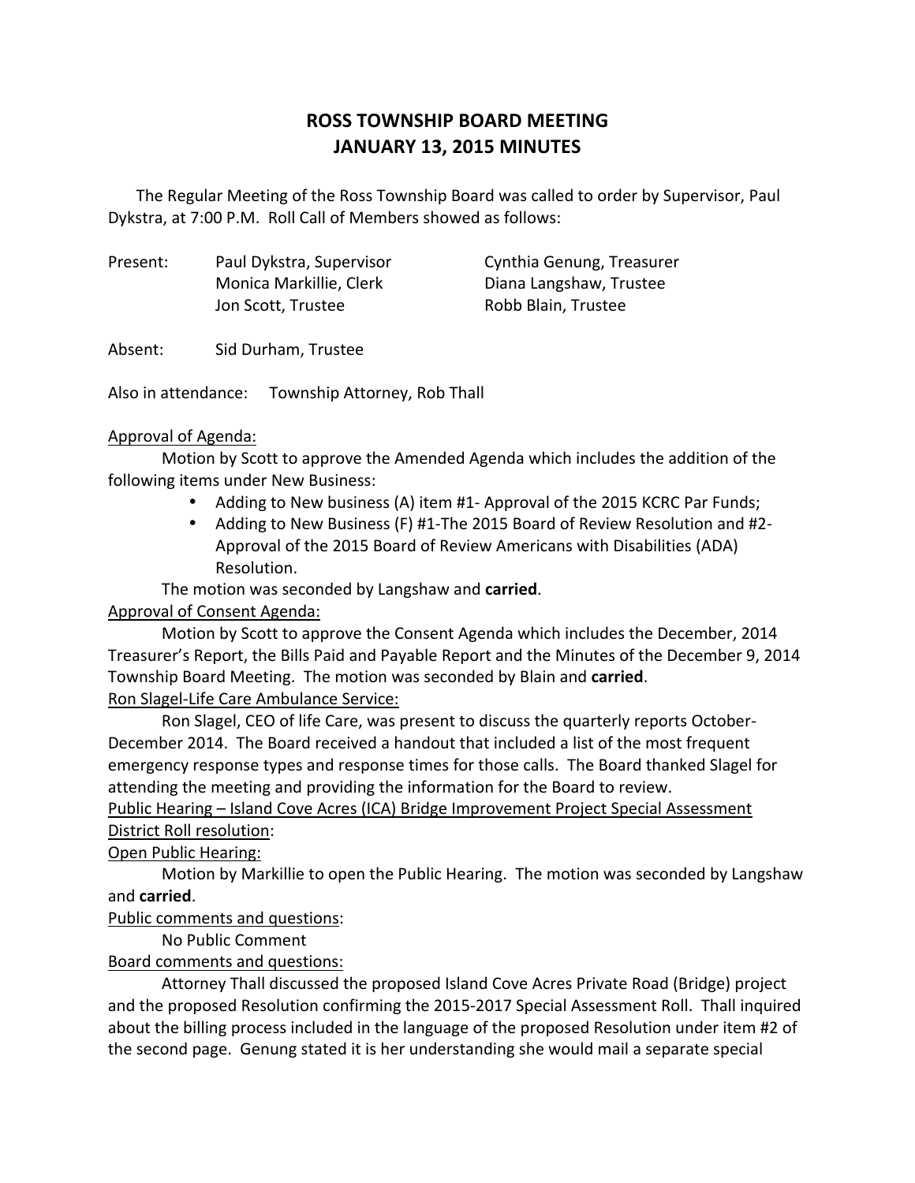# ROSS TOWNSHIP BOARD MEETING
# JANUARY 13, 2015 MINUTES

The Regular Meeting of the Ross Township Board was called to order by Supervisor, Paul Dykstra, at 7:00 P.M. Roll Call of Members showed as follows:

Present: Paul Dykstra, Supervisor
Monica Markillie, Clerk
Jon Scott, Trustee
Cynthia Genung, Treasurer
Diana Langshaw, Trustee
Robb Blain, Trustee

Absent: Sid Durham, Trustee

Also in attendance: Township Attorney, Rob Thall

Approval of Agenda:

Motion by Scott to approve the Amended Agenda which includes the addition of the following items under New Business:

- Adding to New business (A) item #1- Approval of the 2015 KCRC Par Funds;
- Adding to New Business (F) #1-The 2015 Board of Review Resolution and #2- Approval of the 2015 Board of Review Americans with Disabilities (ADA) Resolution.

The motion was seconded by Langshaw and **carried**.

Approval of Consent Agenda:

Motion by Scott to approve the Consent Agenda which includes the December, 2014 Treasurer's Report, the Bills Paid and Payable Report and the Minutes of the December 9, 2014 Township Board Meeting. The motion was seconded by Blain and **carried**.

Ron Slagel-Life Care Ambulance Service:

Ron Slagel, CEO of life Care, was present to discuss the quarterly reports October-December 2014. The Board received a handout that included a list of the most frequent emergency response types and response times for those calls. The Board thanked Slagel for attending the meeting and providing the information for the Board to review.

Public Hearing – Island Cove Acres (ICA) Bridge Improvement Project Special Assessment District Roll resolution:

Open Public Hearing:

Motion by Markillie to open the Public Hearing. The motion was seconded by Langshaw and **carried**.

Public comments and questions:

No Public Comment

Board comments and questions:

Attorney Thall discussed the proposed Island Cove Acres Private Road (Bridge) project and the proposed Resolution confirming the 2015-2017 Special Assessment Roll. Thall inquired about the billing process included in the language of the proposed Resolution under item #2 of the second page. Genung stated it is her understanding she would mail a separate special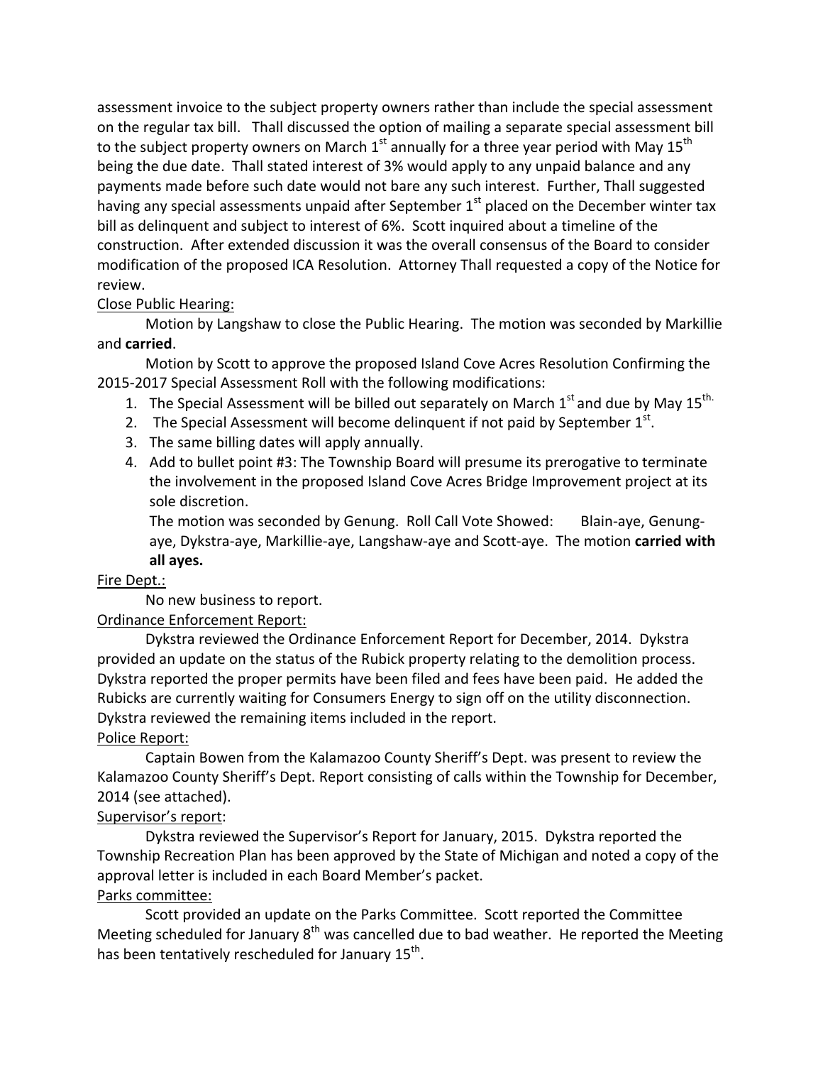assessment invoice to the subject property owners rather than include the special assessment on the regular tax bill. Thall discussed the option of mailing a separate special assessment bill to the subject property owners on March 1st annually for a three year period with May 15th being the due date. Thall stated interest of 3% would apply to any unpaid balance and any payments made before such date would not bare any such interest. Further, Thall suggested having any special assessments unpaid after September 1st placed on the December winter tax bill as delinquent and subject to interest of 6%. Scott inquired about a timeline of the construction. After extended discussion it was the overall consensus of the Board to consider modification of the proposed ICA Resolution. Attorney Thall requested a copy of the Notice for review.

Close Public Hearing:

Motion by Langshaw to close the Public Hearing. The motion was seconded by Markillie and **carried**.

Motion by Scott to approve the proposed Island Cove Acres Resolution Confirming the 2015-2017 Special Assessment Roll with the following modifications:

1. The Special Assessment will be billed out separately on March 1st and due by May 15th.
2. The Special Assessment will become delinquent if not paid by September 1st.
3. The same billing dates will apply annually.
4. Add to bullet point #3: The Township Board will presume its prerogative to terminate the involvement in the proposed Island Cove Acres Bridge Improvement project at its sole discretion.

   The motion was seconded by Genung. Roll Call Vote Showed: Blain-aye, Genung-aye, Dykstra-aye, Markillie-aye, Langshaw-aye and Scott-aye. The motion **carried with all ayes.**

Fire Dept.:

No new business to report.

Ordinance Enforcement Report:

Dykstra reviewed the Ordinance Enforcement Report for December, 2014. Dykstra provided an update on the status of the Rubick property relating to the demolition process. Dykstra reported the proper permits have been filed and fees have been paid. He added the Rubicks are currently waiting for Consumers Energy to sign off on the utility disconnection. Dykstra reviewed the remaining items included in the report.

Police Report:

Captain Bowen from the Kalamazoo County Sheriff's Dept. was present to review the Kalamazoo County Sheriff's Dept. Report consisting of calls within the Township for December, 2014 (see attached).

Supervisor's report:

Dykstra reviewed the Supervisor's Report for January, 2015. Dykstra reported the Township Recreation Plan has been approved by the State of Michigan and noted a copy of the approval letter is included in each Board Member's packet.

Parks committee:

Scott provided an update on the Parks Committee. Scott reported the Committee Meeting scheduled for January 8th was cancelled due to bad weather. He reported the Meeting has been tentatively rescheduled for January 15th.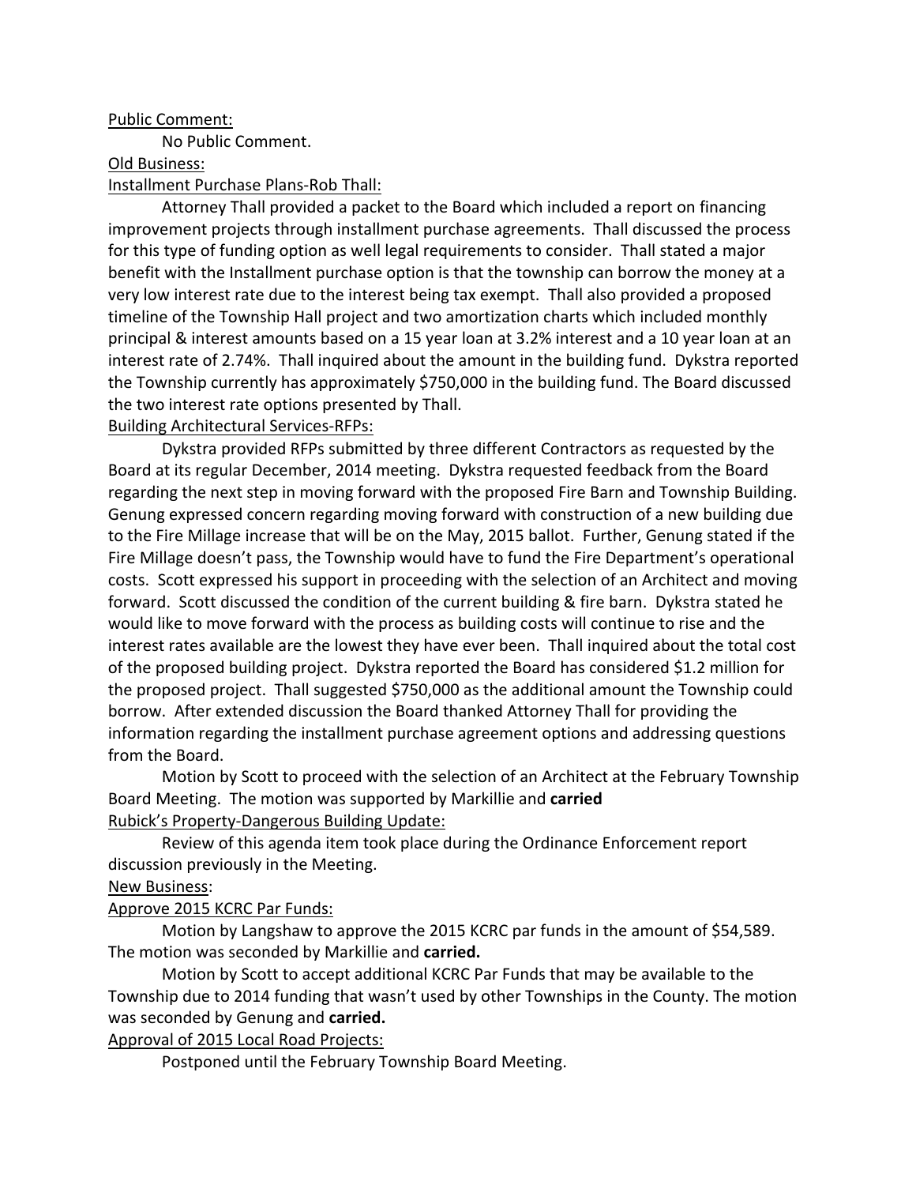<u>Public Comment:</u>

No Public Comment.

<u>Old Business:</u>

<u>Installment Purchase Plans-Rob Thall:</u>

Attorney Thall provided a packet to the Board which included a report on financing improvement projects through installment purchase agreements. Thall discussed the process for this type of funding option as well legal requirements to consider. Thall stated a major benefit with the Installment purchase option is that the township can borrow the money at a very low interest rate due to the interest being tax exempt. Thall also provided a proposed timeline of the Township Hall project and two amortization charts which included monthly principal & interest amounts based on a 15 year loan at 3.2% interest and a 10 year loan at an interest rate of 2.74%. Thall inquired about the amount in the building fund. Dykstra reported the Township currently has approximately $750,000 in the building fund. The Board discussed the two interest rate options presented by Thall.

<u>Building Architectural Services-RFPs:</u>

Dykstra provided RFPs submitted by three different Contractors as requested by the Board at its regular December, 2014 meeting. Dykstra requested feedback from the Board regarding the next step in moving forward with the proposed Fire Barn and Township Building. Genung expressed concern regarding moving forward with construction of a new building due to the Fire Millage increase that will be on the May, 2015 ballot. Further, Genung stated if the Fire Millage doesn't pass, the Township would have to fund the Fire Department's operational costs. Scott expressed his support in proceeding with the selection of an Architect and moving forward. Scott discussed the condition of the current building & fire barn. Dykstra stated he would like to move forward with the process as building costs will continue to rise and the interest rates available are the lowest they have ever been. Thall inquired about the total cost of the proposed building project. Dykstra reported the Board has considered $1.2 million for the proposed project. Thall suggested $750,000 as the additional amount the Township could borrow. After extended discussion the Board thanked Attorney Thall for providing the information regarding the installment purchase agreement options and addressing questions from the Board.

Motion by Scott to proceed with the selection of an Architect at the February Township Board Meeting. The motion was supported by Markillie and **carried**

<u>Rubick's Property-Dangerous Building Update:</u>

Review of this agenda item took place during the Ordinance Enforcement report discussion previously in the Meeting.

<u>New Business</u>:

<u>Approve 2015 KCRC Par Funds:</u>

Motion by Langshaw to approve the 2015 KCRC par funds in the amount of $54,589. The motion was seconded by Markillie and **carried.**

Motion by Scott to accept additional KCRC Par Funds that may be available to the Township due to 2014 funding that wasn't used by other Townships in the County. The motion was seconded by Genung and **carried.**

<u>Approval of 2015 Local Road Projects:</u>

Postponed until the February Township Board Meeting.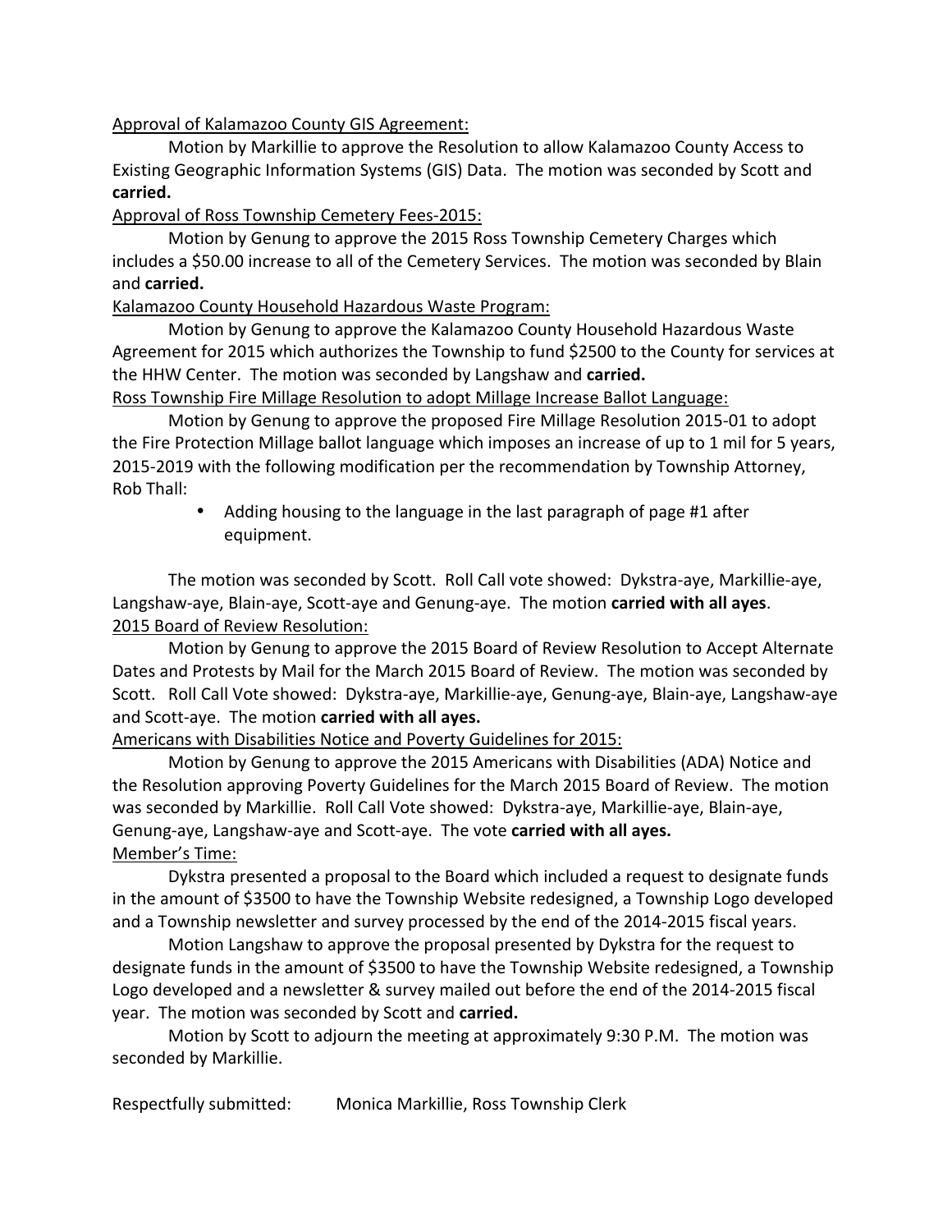Approval of Kalamazoo County GIS Agreement:

Motion by Markillie to approve the Resolution to allow Kalamazoo County Access to Existing Geographic Information Systems (GIS) Data. The motion was seconded by Scott and **carried.**

Approval of Ross Township Cemetery Fees-2015:

Motion by Genung to approve the 2015 Ross Township Cemetery Charges which includes a $50.00 increase to all of the Cemetery Services. The motion was seconded by Blain and **carried.**

Kalamazoo County Household Hazardous Waste Program:

Motion by Genung to approve the Kalamazoo County Household Hazardous Waste Agreement for 2015 which authorizes the Township to fund $2500 to the County for services at the HHW Center. The motion was seconded by Langshaw and **carried.**

Ross Township Fire Millage Resolution to adopt Millage Increase Ballot Language:

Motion by Genung to approve the proposed Fire Millage Resolution 2015-01 to adopt the Fire Protection Millage ballot language which imposes an increase of up to 1 mil for 5 years, 2015-2019 with the following modification per the recommendation by Township Attorney, Rob Thall:

- Adding housing to the language in the last paragraph of page #1 after equipment.

The motion was seconded by Scott. Roll Call vote showed: Dykstra-aye, Markillie-aye, Langshaw-aye, Blain-aye, Scott-aye and Genung-aye. The motion **carried with all ayes**.

2015 Board of Review Resolution:

Motion by Genung to approve the 2015 Board of Review Resolution to Accept Alternate Dates and Protests by Mail for the March 2015 Board of Review. The motion was seconded by Scott. Roll Call Vote showed: Dykstra-aye, Markillie-aye, Genung-aye, Blain-aye, Langshaw-aye and Scott-aye. The motion **carried with all ayes.**

Americans with Disabilities Notice and Poverty Guidelines for 2015:

Motion by Genung to approve the 2015 Americans with Disabilities (ADA) Notice and the Resolution approving Poverty Guidelines for the March 2015 Board of Review. The motion was seconded by Markillie. Roll Call Vote showed: Dykstra-aye, Markillie-aye, Blain-aye, Genung-aye, Langshaw-aye and Scott-aye. The vote **carried with all ayes.**

Member's Time:

Dykstra presented a proposal to the Board which included a request to designate funds in the amount of $3500 to have the Township Website redesigned, a Township Logo developed and a Township newsletter and survey processed by the end of the 2014-2015 fiscal years.

Motion Langshaw to approve the proposal presented by Dykstra for the request to designate funds in the amount of $3500 to have the Township Website redesigned, a Township Logo developed and a newsletter & survey mailed out before the end of the 2014-2015 fiscal year. The motion was seconded by Scott and **carried.**

Motion by Scott to adjourn the meeting at approximately 9:30 P.M. The motion was seconded by Markillie.

Respectfully submitted: Monica Markillie, Ross Township Clerk